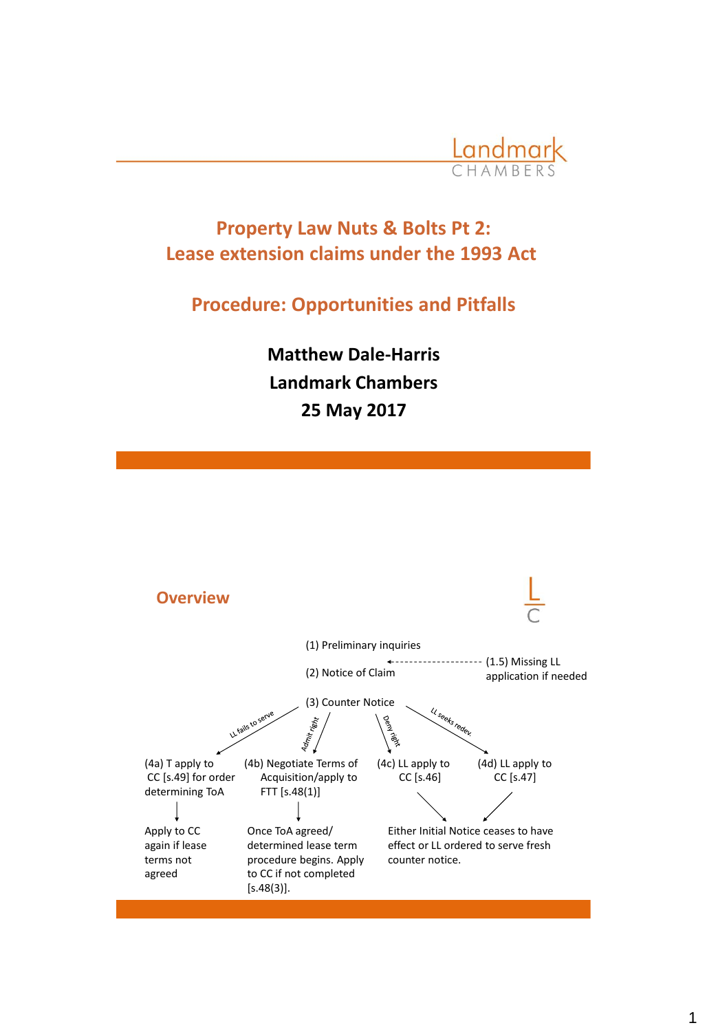# Property Law Nuts & Bolts Pt 2: Lease extension claims under the 1993 Act

## Procedure: Opportunities and Pitfalls

**Matthew Dale-Harris**
**Landmark Chambers**
**25 May 2017**

---

## Overview

(1) Preliminary inquiries

(2) Notice of Claim ← (1.5) Missing LL application if needed

(3) Counter Notice

- LL fails to serve → (4a) T apply to CC [s.49] for order determining ToA → Apply to CC again if lease terms not agreed
- Admit right → (4b) Negotiate Terms of Acquisition/apply to FTT [s.48(1)] → Once ToA agreed/ determined lease term procedure begins. Apply to CC if not completed [s.48(3)].
- Deny right → (4c) LL apply to CC [s.46] → Either Initial Notice ceases to have effect or LL ordered to serve fresh counter notice.
- LL seeks redev. → (4d) LL apply to CC [s.47] → Either Initial Notice ceases to have effect or LL ordered to serve fresh counter notice.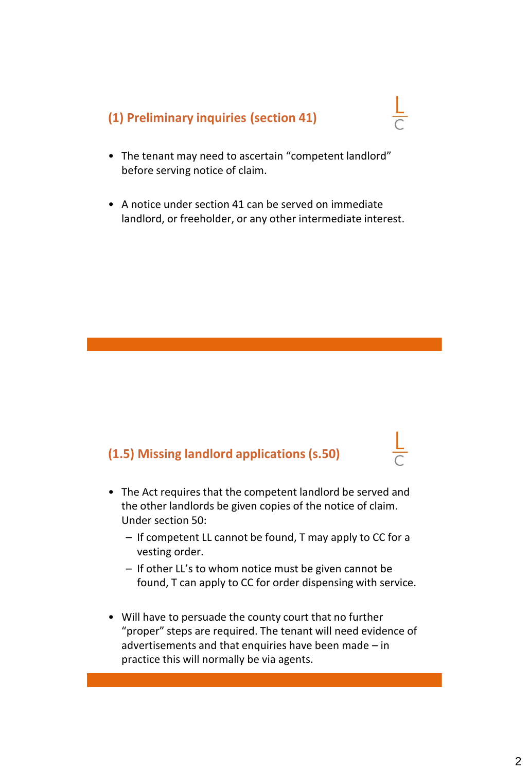## (1) Preliminary inquiries (section 41)

- The tenant may need to ascertain "competent landlord" before serving notice of claim.
- A notice under section 41 can be served on immediate landlord, or freeholder, or any other intermediate interest.

## (1.5) Missing landlord applications (s.50)

- The Act requires that the competent landlord be served and the other landlords be given copies of the notice of claim. Under section 50:
  - If competent LL cannot be found, T may apply to CC for a vesting order.
  - If other LL's to whom notice must be given cannot be found, T can apply to CC for order dispensing with service.
- Will have to persuade the county court that no further "proper" steps are required. The tenant will need evidence of advertisements and that enquiries have been made – in practice this will normally be via agents.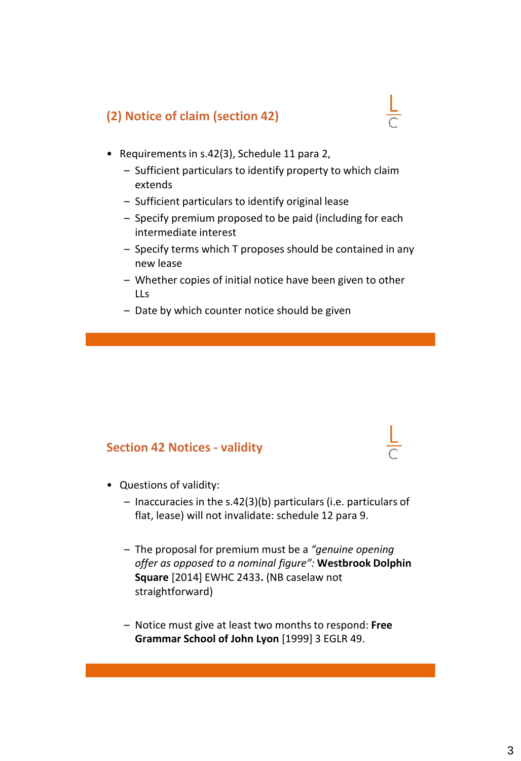## (2) Notice of claim (section 42)

- Requirements in s.42(3), Schedule 11 para 2,
  - Sufficient particulars to identify property to which claim extends
  - Sufficient particulars to identify original lease
  - Specify premium proposed to be paid (including for each intermediate interest
  - Specify terms which T proposes should be contained in any new lease
  - Whether copies of initial notice have been given to other LLs
  - Date by which counter notice should be given

## Section 42 Notices - validity

- Questions of validity:
  - Inaccuracies in the s.42(3)(b) particulars (i.e. particulars of flat, lease) will not invalidate: schedule 12 para 9.
  - The proposal for premium must be a *"genuine opening offer as opposed to a nominal figure"*: **Westbrook Dolphin Square** [2014] EWHC 2433**.** (NB caselaw not straightforward)
  - Notice must give at least two months to respond: **Free Grammar School of John Lyon** [1999] 3 EGLR 49.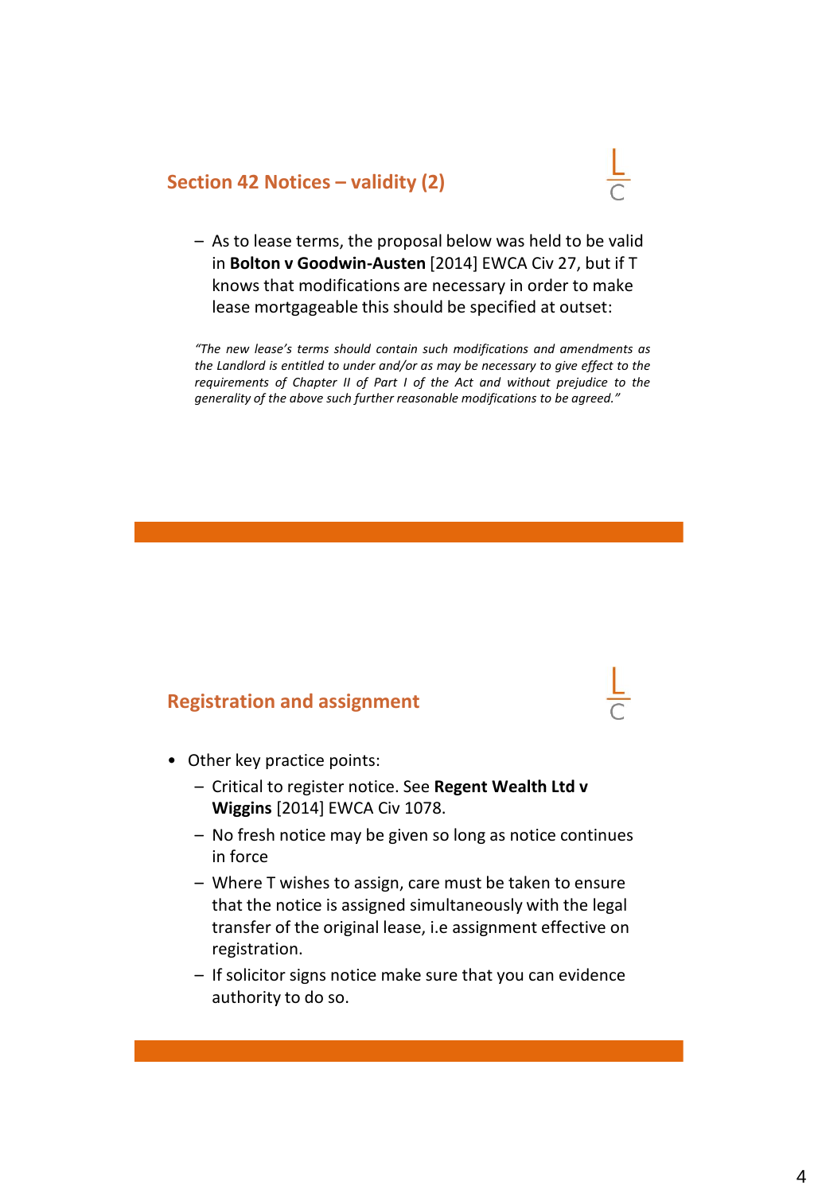## Section 42 Notices – validity (2)

- As to lease terms, the proposal below was held to be valid in **Bolton v Goodwin-Austen** [2014] EWCA Civ 27, but if T knows that modifications are necessary in order to make lease mortgageable this should be specified at outset:

*"The new lease's terms should contain such modifications and amendments as the Landlord is entitled to under and/or as may be necessary to give effect to the requirements of Chapter II of Part I of the Act and without prejudice to the generality of the above such further reasonable modifications to be agreed."*

## Registration and assignment

- Other key practice points:
  - Critical to register notice. See **Regent Wealth Ltd v Wiggins** [2014] EWCA Civ 1078.
  - No fresh notice may be given so long as notice continues in force
  - Where T wishes to assign, care must be taken to ensure that the notice is assigned simultaneously with the legal transfer of the original lease, i.e assignment effective on registration.
  - If solicitor signs notice make sure that you can evidence authority to do so.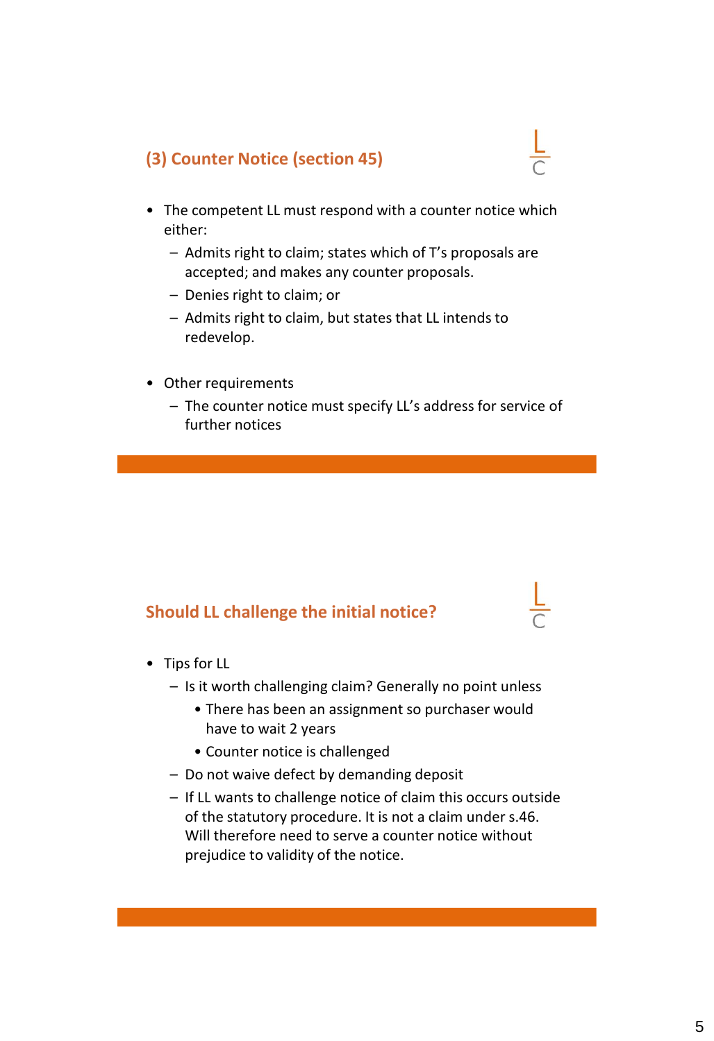## (3) Counter Notice (section 45)

- The competent LL must respond with a counter notice which either:
  - Admits right to claim; states which of T's proposals are accepted; and makes any counter proposals.
  - Denies right to claim; or
  - Admits right to claim, but states that LL intends to redevelop.

- Other requirements
  - The counter notice must specify LL's address for service of further notices

## Should LL challenge the initial notice?

- Tips for LL
  - Is it worth challenging claim? Generally no point unless
    - There has been an assignment so purchaser would have to wait 2 years
    - Counter notice is challenged
  - Do not waive defect by demanding deposit
  - If LL wants to challenge notice of claim this occurs outside of the statutory procedure. It is not a claim under s.46. Will therefore need to serve a counter notice without prejudice to validity of the notice.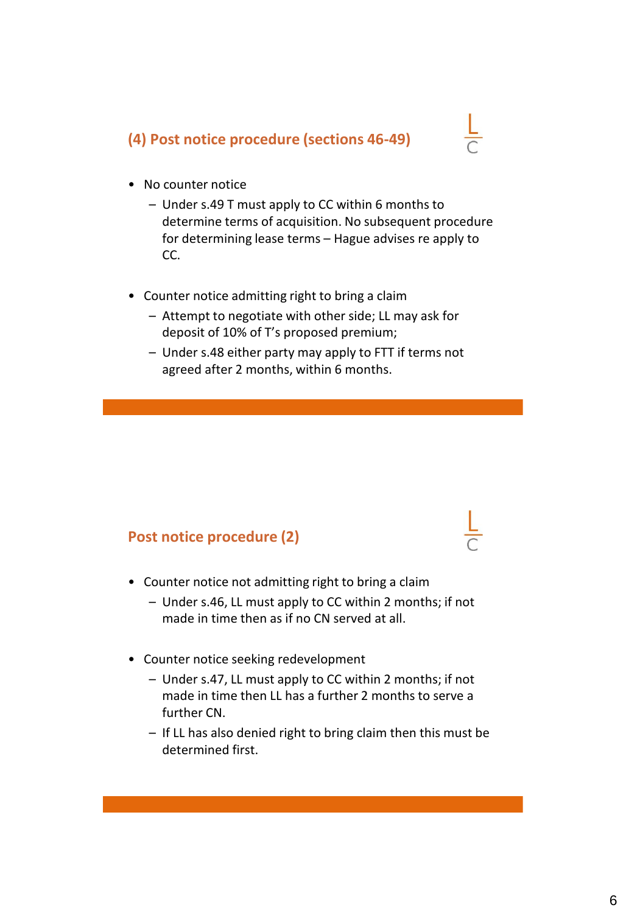## (4) Post notice procedure (sections 46-49)

- No counter notice
  - Under s.49 T must apply to CC within 6 months to determine terms of acquisition. No subsequent procedure for determining lease terms – Hague advises re apply to CC.

- Counter notice admitting right to bring a claim
  - Attempt to negotiate with other side; LL may ask for deposit of 10% of T's proposed premium;
  - Under s.48 either party may apply to FTT if terms not agreed after 2 months, within 6 months.

## Post notice procedure (2)

- Counter notice not admitting right to bring a claim
  - Under s.46, LL must apply to CC within 2 months; if not made in time then as if no CN served at all.

- Counter notice seeking redevelopment
  - Under s.47, LL must apply to CC within 2 months; if not made in time then LL has a further 2 months to serve a further CN.
  - If LL has also denied right to bring claim then this must be determined first.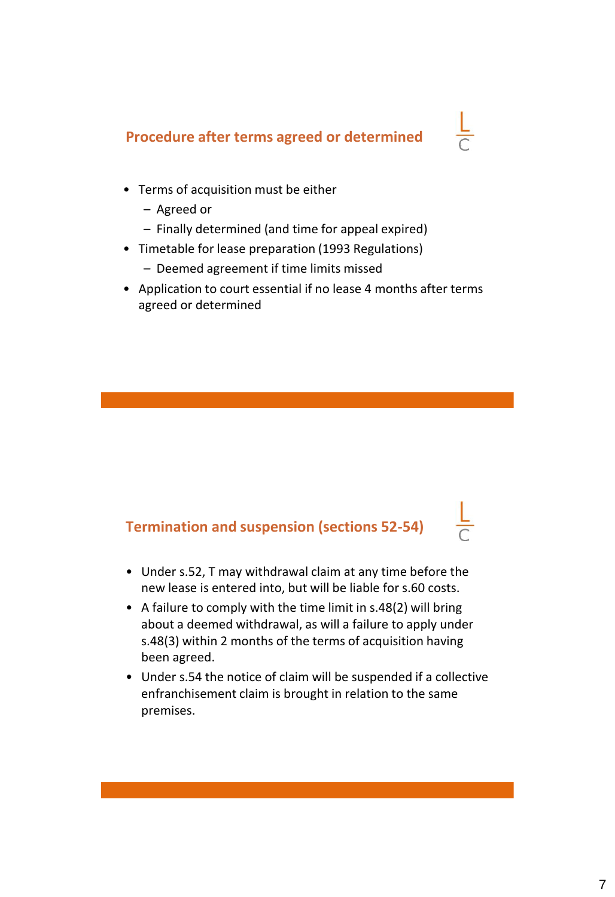## Procedure after terms agreed or determined

- Terms of acquisition must be either
  - Agreed or
  - Finally determined (and time for appeal expired)
- Timetable for lease preparation (1993 Regulations)
  - Deemed agreement if time limits missed
- Application to court essential if no lease 4 months after terms agreed or determined

## Termination and suspension (sections 52-54)

- Under s.52, T may withdrawal claim at any time before the new lease is entered into, but will be liable for s.60 costs.
- A failure to comply with the time limit in s.48(2) will bring about a deemed withdrawal, as will a failure to apply under s.48(3) within 2 months of the terms of acquisition having been agreed.
- Under s.54 the notice of claim will be suspended if a collective enfranchisement claim is brought in relation to the same premises.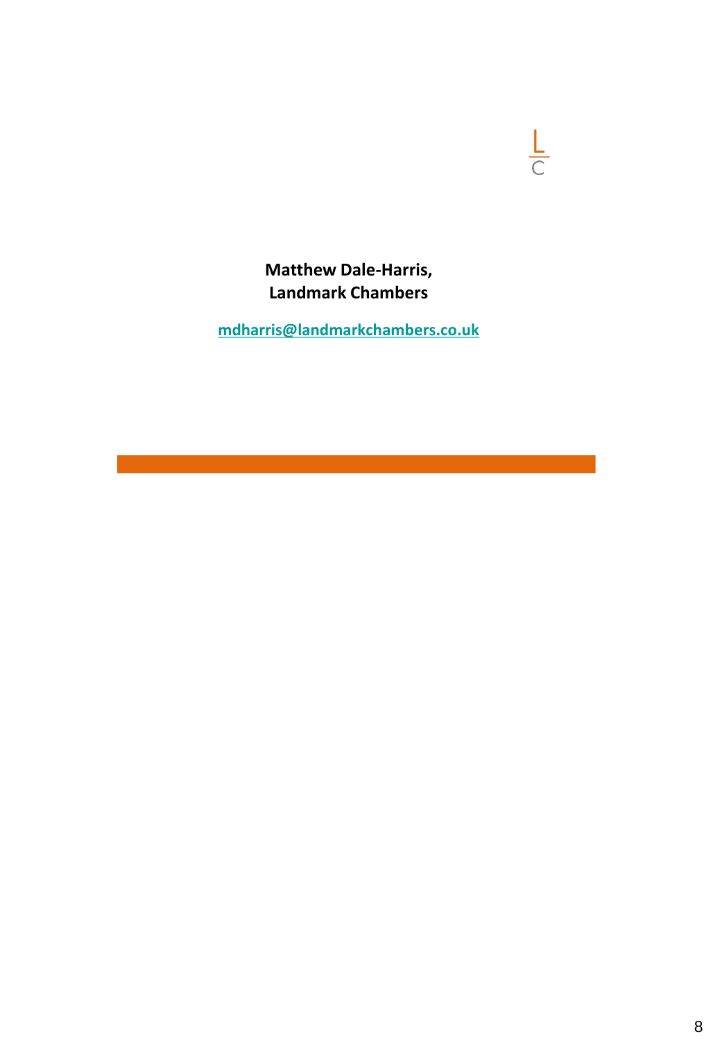L
C

**Matthew Dale-Harris,**
**Landmark Chambers**

**mdharris@landmarkchambers.co.uk**